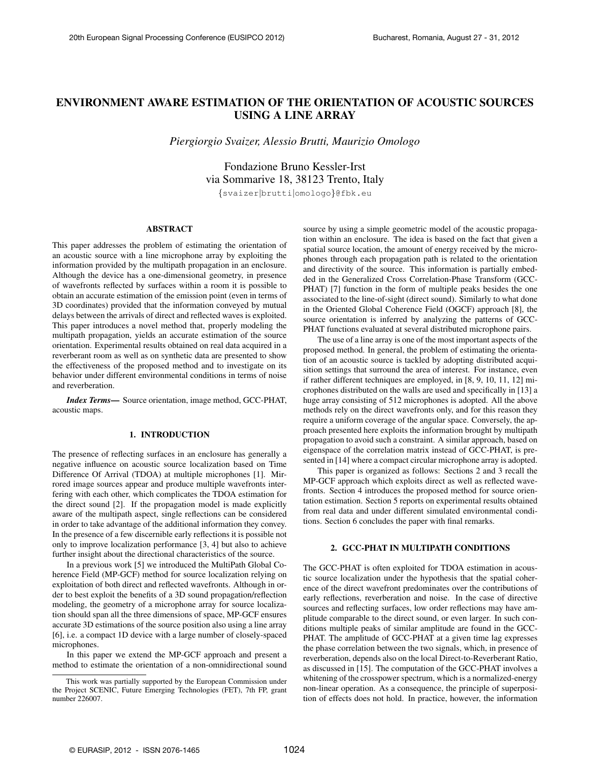# ENVIRONMENT AWARE ESTIMATION OF THE ORIENTATION OF ACOUSTIC SOURCES USING A LINE ARRAY

*Piergiorgio Svaizer, Alessio Brutti, Maurizio Omologo*

Fondazione Bruno Kessler-Irst
via Sommarive 18, 38123 Trento, Italy
{svaizer|brutti|omologo}@fbk.eu

## ABSTRACT

This paper addresses the problem of estimating the orientation of an acoustic source with a line microphone array by exploiting the information provided by the multipath propagation in an enclosure. Although the device has a one-dimensional geometry, in presence of wavefronts reflected by surfaces within a room it is possible to obtain an accurate estimation of the emission point (even in terms of 3D coordinates) provided that the information conveyed by mutual delays between the arrivals of direct and reflected waves is exploited. This paper introduces a novel method that, properly modeling the multipath propagation, yields an accurate estimation of the source orientation. Experimental results obtained on real data acquired in a reverberant room as well as on synthetic data are presented to show the effectiveness of the proposed method and to investigate on its behavior under different environmental conditions in terms of noise and reverberation.

***Index Terms*—** Source orientation, image method, GCC-PHAT, acoustic maps.

## 1. INTRODUCTION

The presence of reflecting surfaces in an enclosure has generally a negative influence on acoustic source localization based on Time Difference Of Arrival (TDOA) at multiple microphones [1]. Mirrored image sources appear and produce multiple wavefronts interfering with each other, which complicates the TDOA estimation for the direct sound [2]. If the propagation model is made explicitly aware of the multipath aspect, single reflections can be considered in order to take advantage of the additional information they convey. In the presence of a few discernible early reflections it is possible not only to improve localization performance [3, 4] but also to achieve further insight about the directional characteristics of the source.

In a previous work [5] we introduced the MultiPath Global Coherence Field (MP-GCF) method for source localization relying on exploitation of both direct and reflected wavefronts. Although in order to best exploit the benefits of a 3D sound propagation/reflection modeling, the geometry of a microphone array for source localization should span all the three dimensions of space, MP-GCF ensures accurate 3D estimations of the source position also using a line array [6], i.e. a compact 1D device with a large number of closely-spaced microphones.

In this paper we extend the MP-GCF approach and present a method to estimate the orientation of a non-omnidirectional sound source by using a simple geometric model of the acoustic propagation within an enclosure. The idea is based on the fact that given a spatial source location, the amount of energy received by the microphones through each propagation path is related to the orientation and directivity of the source. This information is partially embedded in the Generalized Cross Correlation-Phase Transform (GCC-PHAT) [7] function in the form of multiple peaks besides the one associated to the line-of-sight (direct sound). Similarly to what done in the Oriented Global Coherence Field (OGCF) approach [8], the source orientation is inferred by analyzing the patterns of GCC-PHAT functions evaluated at several distributed microphone pairs.

The use of a line array is one of the most important aspects of the proposed method. In general, the problem of estimating the orientation of an acoustic source is tackled by adopting distributed acquisition settings that surround the area of interest. For instance, even if rather different techniques are employed, in [8, 9, 10, 11, 12] microphones distributed on the walls are used and specifically in [13] a huge array consisting of 512 microphones is adopted. All the above methods rely on the direct wavefronts only, and for this reason they require a uniform coverage of the angular space. Conversely, the approach presented here exploits the information brought by multipath propagation to avoid such a constraint. A similar approach, based on eigenspace of the correlation matrix instead of GCC-PHAT, is presented in [14] where a compact circular microphone array is adopted.

This paper is organized as follows: Sections 2 and 3 recall the MP-GCF approach which exploits direct as well as reflected wavefronts. Section 4 introduces the proposed method for source orientation estimation. Section 5 reports on experimental results obtained from real data and under different simulated environmental conditions. Section 6 concludes the paper with final remarks.

## 2. GCC-PHAT IN MULTIPATH CONDITIONS

The GCC-PHAT is often exploited for TDOA estimation in acoustic source localization under the hypothesis that the spatial coherence of the direct wavefront predominates over the contributions of early reflections, reverberation and noise. In the case of directive sources and reflecting surfaces, low order reflections may have amplitude comparable to the direct sound, or even larger. In such conditions multiple peaks of similar amplitude are found in the GCC-PHAT. The amplitude of GCC-PHAT at a given time lag expresses the phase correlation between the two signals, which, in presence of reverberation, depends also on the local Direct-to-Reverberant Ratio, as discussed in [15]. The computation of the GCC-PHAT involves a whitening of the crosspower spectrum, which is a normalized-energy non-linear operation. As a consequence, the principle of superposition of effects does not hold. In practice, however, the information

This work was partially supported by the European Commission under the Project SCENIC, Future Emerging Technologies (FET), 7th FP, grant number 226007.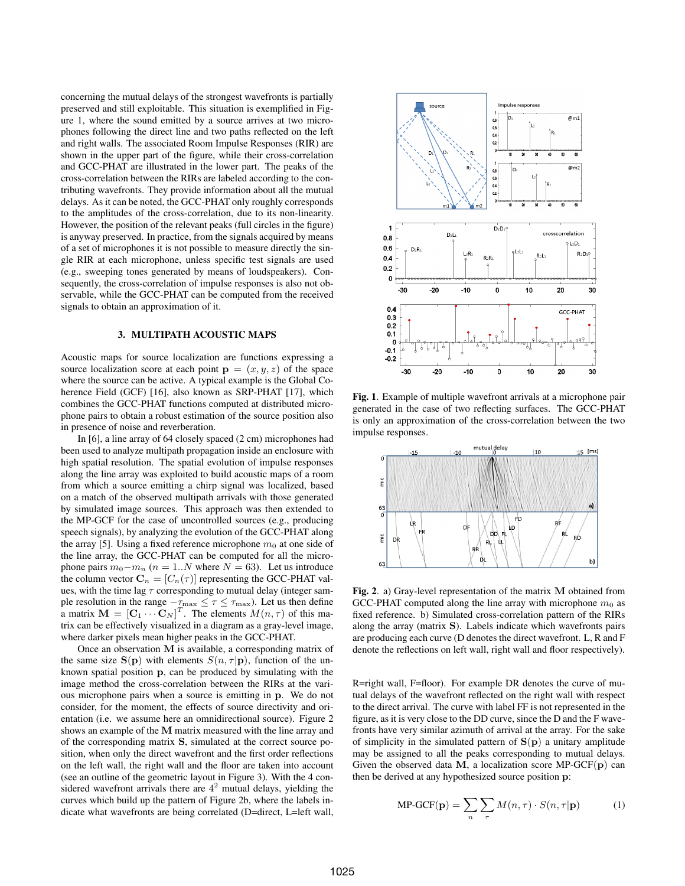concerning the mutual delays of the strongest wavefronts is partially preserved and still exploitable. This situation is exemplified in Figure 1, where the sound emitted by a source arrives at two microphones following the direct line and two paths reflected on the left and right walls. The associated Room Impulse Responses (RIR) are shown in the upper part of the figure, while their cross-correlation and GCC-PHAT are illustrated in the lower part. The peaks of the cross-correlation between the RIRs are labeled according to the contributing wavefronts. They provide information about all the mutual delays. As it can be noted, the GCC-PHAT only roughly corresponds to the amplitudes of the cross-correlation, due to its non-linearity. However, the position of the relevant peaks (full circles in the figure) is anyway preserved. In practice, from the signals acquired by means of a set of microphones it is not possible to measure directly the single RIR at each microphone, unless specific test signals are used (e.g., sweeping tones generated by means of loudspeakers). Consequently, the cross-correlation of impulse responses is also not observable, while the GCC-PHAT can be computed from the received signals to obtain an approximation of it.

## 3. MULTIPATH ACOUSTIC MAPS

Acoustic maps for source localization are functions expressing a source localization score at each point $\mathbf{p} = (x, y, z)$ of the space where the source can be active. A typical example is the Global Coherence Field (GCF) [16], also known as SRP-PHAT [17], which combines the GCC-PHAT functions computed at distributed microphone pairs to obtain a robust estimation of the source position also in presence of noise and reverberation.

In [6], a line array of 64 closely spaced (2 cm) microphones had been used to analyze multipath propagation inside an enclosure with high spatial resolution. The spatial evolution of impulse responses along the line array was exploited to build acoustic maps of a room from which a source emitting a chirp signal was localized, based on a match of the observed multipath arrivals with those generated by simulated image sources. This approach was then extended to the MP-GCF for the case of uncontrolled sources (e.g., producing speech signals), by analyzing the evolution of the GCC-PHAT along the array [5]. Using a fixed reference microphone $m_0$ at one side of the line array, the GCC-PHAT can be computed for all the microphone pairs $m_0 - m_n$ ($n = 1..N$ where $N = 63$). Let us introduce the column vector $\mathbf{C}_n = [C_n(\tau)]$ representing the GCC-PHAT values, with the time lag $\tau$ corresponding to mutual delay (integer sample resolution in the range $-\tau_{\max} \le \tau \le \tau_{\max}$). Let us then define a matrix $\mathbf{M} = [\mathbf{C}_1 \cdots \mathbf{C}_N]^T$. The elements $M(n, \tau)$ of this matrix can be effectively visualized in a diagram as a gray-level image, where darker pixels mean higher peaks in the GCC-PHAT.

Once an observation $\mathbf{M}$ is available, a corresponding matrix of the same size $\mathbf{S}(\mathbf{p})$ with elements $S(n, \tau|\mathbf{p})$, function of the unknown spatial position $\mathbf{p}$, can be produced by simulating with the image method the cross-correlation between the RIRs at the various microphone pairs when a source is emitting in $\mathbf{p}$. We do not consider, for the moment, the effects of source directivity and orientation (i.e. we assume here an omnidirectional source). Figure 2 shows an example of the $\mathbf{M}$ matrix measured with the line array and of the corresponding matrix $\mathbf{S}$, simulated at the correct source position, when only the direct wavefront and the first order reflections on the left wall, the right wall and the floor are taken into account (see an outline of the geometric layout in Figure 3). With the 4 considered wavefront arrivals there are $4^2$ mutual delays, yielding the curves which build up the pattern of Figure 2b, where the labels indicate what wavefronts are being correlated (D=direct, L=left wall,

source
Impulse responses
@m1
@m2
m1
m2
crosscorrelation
GCC-PHAT

**Fig. 1**. Example of multiple wavefront arrivals at a microphone pair generated in the case of two reflecting surfaces. The GCC-PHAT is only an approximation of the cross-correlation between the two impulse responses.

mutual delay [ms]
mic
a)
b)

**Fig. 2**. a) Gray-level representation of the matrix $\mathbf{M}$ obtained from GCC-PHAT computed along the line array with microphone $m_0$ as fixed reference. b) Simulated cross-correlation pattern of the RIRs along the array (matrix $\mathbf{S}$). Labels indicate which wavefronts pairs are producing each curve (D denotes the direct wavefront. L, R and F denote the reflections on left wall, right wall and floor respectively).

R=right wall, F=floor). For example DR denotes the curve of mutual delays of the wavefront reflected on the right wall with respect to the direct arrival. The curve with label FF is not represented in the figure, as it is very close to the DD curve, since the D and the F wavefronts have very similar azimuth of arrival at the array. For the sake of simplicity in the simulated pattern of $\mathbf{S}(\mathbf{p})$ a unitary amplitude may be assigned to all the peaks corresponding to mutual delays. Given the observed data $\mathbf{M}$, a localization score MP-GCF($\mathbf{p}$) can then be derived at any hypothesized source position $\mathbf{p}$:

$$\text{MP-GCF}(\mathbf{p}) = \sum_n \sum_\tau M(n, \tau) \cdot S(n, \tau|\mathbf{p}) \qquad (1)$$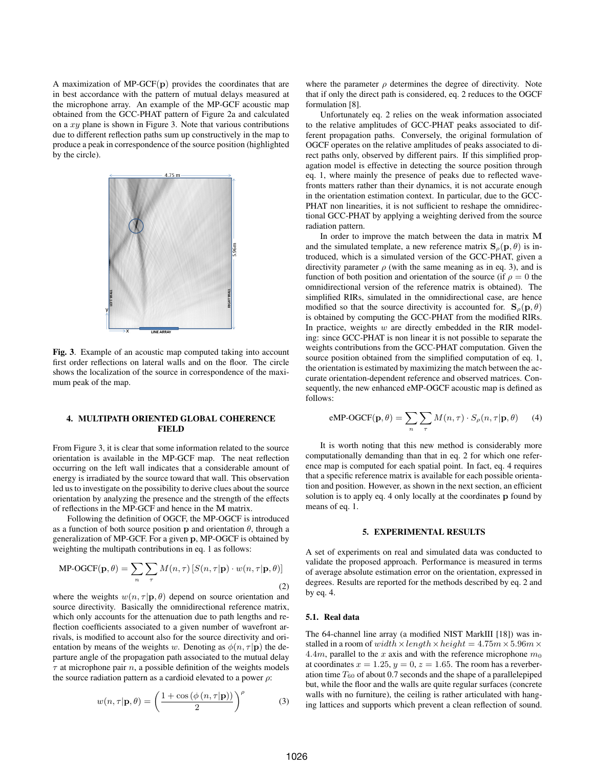A maximization of MP-GCF($\mathbf{p}$) provides the coordinates that are in best accordance with the pattern of mutual delays measured at the microphone array. An example of the MP-GCF acoustic map obtained from the GCC-PHAT pattern of Figure 2a and calculated on a $xy$ plane is shown in Figure 3. Note that various contributions due to different reflection paths sum up constructively in the map to produce a peak in correspondence of the source position (highlighted by the circle).

4.75 m

5.96m

LEFT WALL

RIGHT WALL

y

x

LINE ARRAY

**Fig. 3**. Example of an acoustic map computed taking into account first order reflections on lateral walls and on the floor. The circle shows the localization of the source in correspondence of the maximum peak of the map.

## 4. MULTIPATH ORIENTED GLOBAL COHERENCE FIELD

From Figure 3, it is clear that some information related to the source orientation is available in the MP-GCF map. The neat reflection occurring on the left wall indicates that a considerable amount of energy is irradiated by the source toward that wall. This observation led us to investigate on the possibility to derive clues about the source orientation by analyzing the presence and the strength of the effects of reflections in the MP-GCF and hence in the $\mathbf{M}$ matrix.

Following the definition of OGCF, the MP-OGCF is introduced as a function of both source position $\mathbf{p}$ and orientation $\theta$, through a generalization of MP-GCF. For a given $\mathbf{p}$, MP-OGCF is obtained by weighting the multipath contributions in eq. 1 as follows:

$$\text{MP-OGCF}(\mathbf{p}, \theta) = \sum_{n} \sum_{\tau} M(n, \tau) \left[ S(n, \tau | \mathbf{p}) \cdot w(n, \tau | \mathbf{p}, \theta) \right] \tag{2}$$

where the weights $w(n, \tau | \mathbf{p}, \theta)$ depend on source orientation and source directivity. Basically the omnidirectional reference matrix, which only accounts for the attenuation due to path lengths and reflection coefficients associated to a given number of wavefront arrivals, is modified to account also for the source directivity and orientation by means of the weights $w$. Denoting as $\phi(n, \tau|\mathbf{p})$ the departure angle of the propagation path associated to the mutual delay $\tau$ at microphone pair $n$, a possible definition of the weights models the source radiation pattern as a cardioid elevated to a power $\rho$:

$$w(n, \tau | \mathbf{p}, \theta) = \left( \frac{1 + \cos\left(\phi\left(n, \tau | \mathbf{p}\right)\right)}{2} \right)^{\rho} \tag{3}$$

where the parameter $\rho$ determines the degree of directivity. Note that if only the direct path is considered, eq. 2 reduces to the OGCF formulation [8].

Unfortunately eq. 2 relies on the weak information associated to the relative amplitudes of GCC-PHAT peaks associated to different propagation paths. Conversely, the original formulation of OGCF operates on the relative amplitudes of peaks associated to direct paths only, observed by different pairs. If this simplified propagation model is effective in detecting the source position through eq. 1, where mainly the presence of peaks due to reflected wavefronts matters rather than their dynamics, it is not accurate enough in the orientation estimation context. In particular, due to the GCC-PHAT non linearities, it is not sufficient to reshape the omnidirectional GCC-PHAT by applying a weighting derived from the source radiation pattern.

In order to improve the match between the data in matrix $\mathbf{M}$ and the simulated template, a new reference matrix $\mathbf{S}_\rho(\mathbf{p}, \theta)$ is introduced, which is a simulated version of the GCC-PHAT, given a directivity parameter $\rho$ (with the same meaning as in eq. 3), and is function of both position and orientation of the source (if $\rho = 0$ the omnidirectional version of the reference matrix is obtained). The simplified RIRs, simulated in the omnidirectional case, are hence modified so that the source directivity is accounted for. $\mathbf{S}_\rho(\mathbf{p}, \theta)$ is obtained by computing the GCC-PHAT from the modified RIRs. In practice, weights $w$ are directly embedded in the RIR modeling: since GCC-PHAT is non linear it is not possible to separate the weights contributions from the GCC-PHAT computation. Given the source position obtained from the simplified computation of eq. 1, the orientation is estimated by maximizing the match between the accurate orientation-dependent reference and observed matrices. Consequently, the new enhanced eMP-OGCF acoustic map is defined as follows:

$$\text{eMP-OGCF}(\mathbf{p}, \theta) = \sum_{n} \sum_{\tau} M(n, \tau) \cdot S_\rho(n, \tau | \mathbf{p}, \theta) \tag{4}$$

It is worth noting that this new method is considerably more computationally demanding than that in eq. 2 for which one reference map is computed for each spatial point. In fact, eq. 4 requires that a specific reference matrix is available for each possible orientation and position. However, as shown in the next section, an efficient solution is to apply eq. 4 only locally at the coordinates $\mathbf{p}$ found by means of eq. 1.

## 5. EXPERIMENTAL RESULTS

A set of experiments on real and simulated data was conducted to validate the proposed approach. Performance is measured in terms of average absolute estimation error on the orientation, expressed in degrees. Results are reported for the methods described by eq. 2 and by eq. 4.

### 5.1. Real data

The 64-channel line array (a modified NIST MarkIII [18]) was installed in a room of $width \times length \times height = 4.75m \times 5.96m \times 4.4m$, parallel to the $x$ axis and with the reference microphone $m_0$ at coordinates $x = 1.25$, $y = 0$, $z = 1.65$. The room has a reverberation time $T_{60}$ of about 0.7 seconds and the shape of a parallelepiped but, while the floor and the walls are quite regular surfaces (concrete walls with no furniture), the ceiling is rather articulated with hanging lattices and supports which prevent a clean reflection of sound.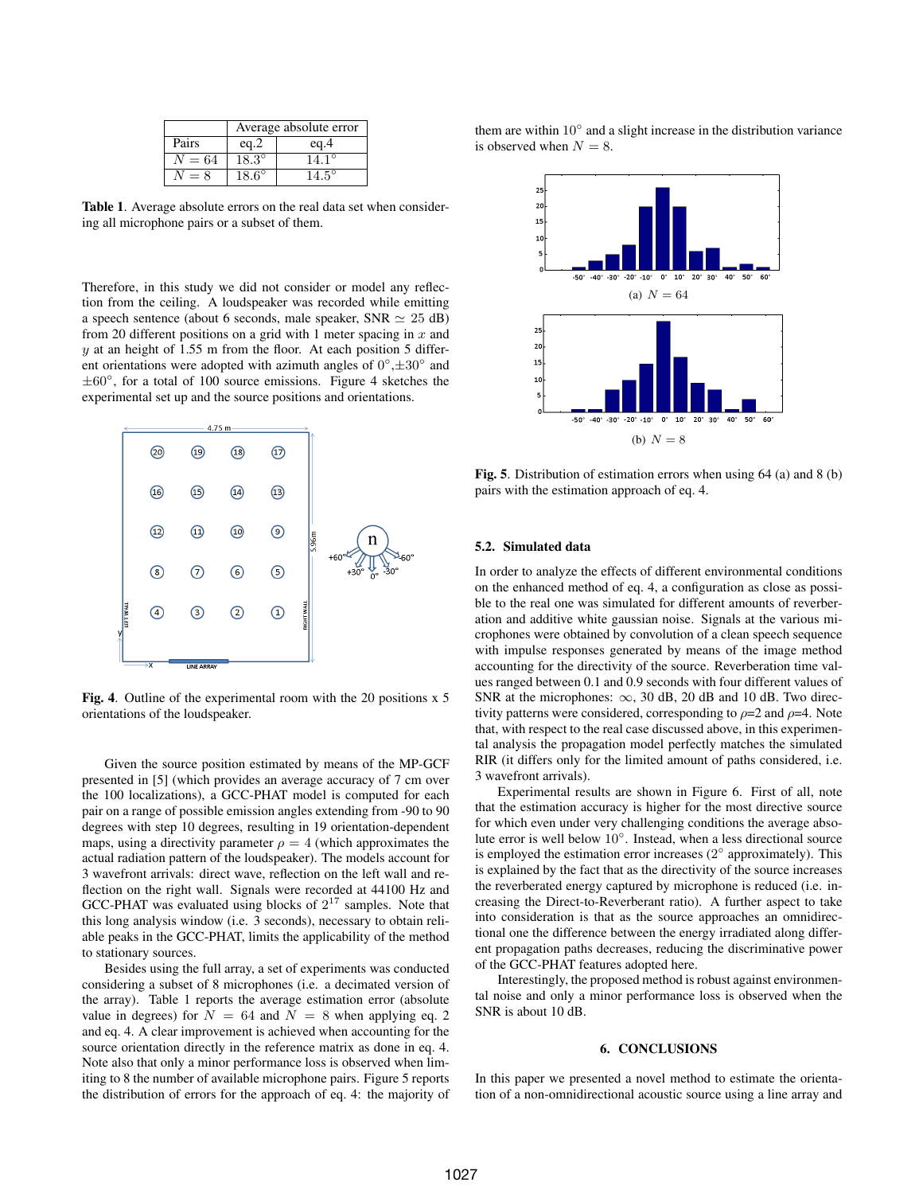| | Average absolute error | |
|---|---|---|
| Pairs | eq.2 | eq.4 |
| $N = 64$ | $18.3^\circ$ | $14.1^\circ$ |
| $N = 8$ | $18.6^\circ$ | $14.5^\circ$ |

**Table 1**. Average absolute errors on the real data set when considering all microphone pairs or a subset of them.

Therefore, in this study we did not consider or model any reflection from the ceiling. A loudspeaker was recorded while emitting a speech sentence (about 6 seconds, male speaker, SNR $\simeq 25$ dB) from 20 different positions on a grid with 1 meter spacing in $x$ and $y$ at an height of 1.55 m from the floor. At each position 5 different orientations were adopted with azimuth angles of $0^\circ$,$\pm 30^\circ$ and $\pm 60^\circ$, for a total of 100 source emissions. Figure 4 sketches the experimental set up and the source positions and orientations.

4.75 m
5.96m
20 19 18 17
16 15 14 13
12 11 10 9
8 7 6 5
4 3 2 1
LEFT WALL
RIGHT WALL
LINE ARRAY
x
y
n
+60° +30° 0° -30° -60°

**Fig. 4**. Outline of the experimental room with the 20 positions x 5 orientations of the loudspeaker.

Given the source position estimated by means of the MP-GCF presented in [5] (which provides an average accuracy of 7 cm over the 100 localizations), a GCC-PHAT model is computed for each pair on a range of possible emission angles extending from -90 to 90 degrees with step 10 degrees, resulting in 19 orientation-dependent maps, using a directivity parameter $\rho = 4$ (which approximates the actual radiation pattern of the loudspeaker). The models account for 3 wavefront arrivals: direct wave, reflection on the left wall and reflection on the right wall. Signals were recorded at 44100 Hz and GCC-PHAT was evaluated using blocks of $2^{17}$ samples. Note that this long analysis window (i.e. 3 seconds), necessary to obtain reliable peaks in the GCC-PHAT, limits the applicability of the method to stationary sources.

Besides using the full array, a set of experiments was conducted considering a subset of 8 microphones (i.e. a decimated version of the array). Table 1 reports the average estimation error (absolute value in degrees) for $N = 64$ and $N = 8$ when applying eq. 2 and eq. 4. A clear improvement is achieved when accounting for the source orientation directly in the reference matrix as done in eq. 4. Note also that only a minor performance loss is observed when limiting to 8 the number of available microphone pairs. Figure 5 reports the distribution of errors for the approach of eq. 4: the majority of them are within $10^\circ$ and a slight increase in the distribution variance is observed when $N = 8$.

25
20
15
10
5
0
-50° -40° -30° -20° -10° 0° 10° 20° 30° 40° 50° 60°

(a) $N = 64$

25
20
15
10
5
0
-50° -40° -30° -20° -10° 0° 10° 20° 30° 40° 50° 60°

(b) $N = 8$

**Fig. 5**. Distribution of estimation errors when using 64 (a) and 8 (b) pairs with the estimation approach of eq. 4.

### 5.2. Simulated data

In order to analyze the effects of different environmental conditions on the enhanced method of eq. 4, a configuration as close as possible to the real one was simulated for different amounts of reverberation and additive white gaussian noise. Signals at the various microphones were obtained by convolution of a clean speech sequence with impulse responses generated by means of the image method accounting for the directivity of the source. Reverberation time values ranged between 0.1 and 0.9 seconds with four different values of SNR at the microphones: $\infty$, 30 dB, 20 dB and 10 dB. Two directivity patterns were considered, corresponding to $\rho$=2 and $\rho$=4. Note that, with respect to the real case discussed above, in this experimental analysis the propagation model perfectly matches the simulated RIR (it differs only for the limited amount of paths considered, i.e. 3 wavefront arrivals).

Experimental results are shown in Figure 6. First of all, note that the estimation accuracy is higher for the most directive source for which even under very challenging conditions the average absolute error is well below $10^\circ$. Instead, when a less directional source is employed the estimation error increases ($2^\circ$ approximately). This is explained by the fact that as the directivity of the source increases the reverberated energy captured by microphone is reduced (i.e. increasing the Direct-to-Reverberant ratio). A further aspect to take into consideration is that as the source approaches an omnidirectional one the difference between the energy irradiated along different propagation paths decreases, reducing the discriminative power of the GCC-PHAT features adopted here.

Interestingly, the proposed method is robust against environmental noise and only a minor performance loss is observed when the SNR is about 10 dB.

## 6. CONCLUSIONS

In this paper we presented a novel method to estimate the orientation of a non-omnidirectional acoustic source using a line array and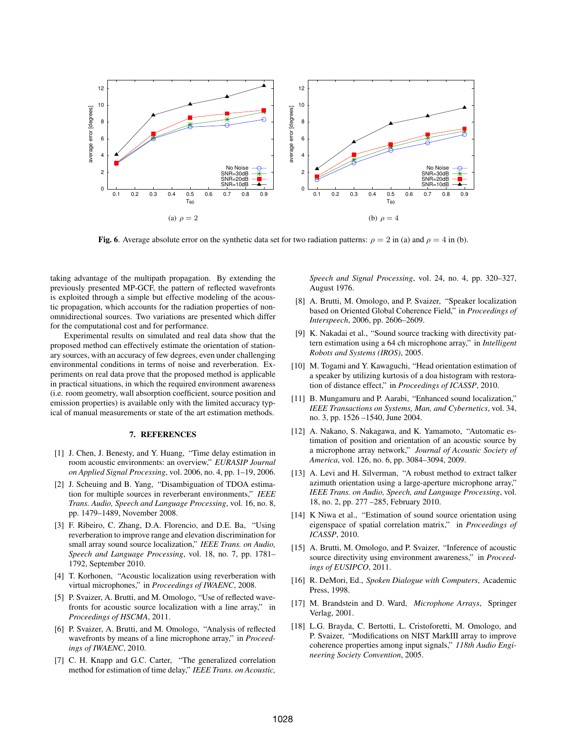12
10
8
6
4
2
0
average error [degrees]
0.1 0.2 0.3 0.4 0.5 0.6 0.7 0.8 0.9
$T_{60}$
No Noise
SNR=30dB
SNR=20dB
SNR=10dB

(a) $\rho = 2$

12
10
8
6
4
2
0
average error [degrees]
0.1 0.2 0.3 0.4 0.5 0.6 0.7 0.8 0.9
$T_{60}$
No Noise
SNR=30dB
SNR=20dB
SNR=10dB

(b) $\rho = 4$

**Fig. 6**. Average absolute error on the synthetic data set for two radiation patterns: $\rho = 2$ in (a) and $\rho = 4$ in (b).

taking advantage of the multipath propagation. By extending the previously presented MP-GCF, the pattern of reflected wavefronts is exploited through a simple but effective modeling of the acoustic propagation, which accounts for the radiation properties of non-omnidirectional sources. Two variations are presented which differ for the computational cost and for performance.

Experimental results on simulated and real data show that the proposed method can effectively estimate the orientation of stationary sources, with an accuracy of few degrees, even under challenging environmental conditions in terms of noise and reverberation. Experiments on real data prove that the proposed method is applicable in practical situations, in which the required environment awareness (i.e. room geometry, wall absorption coefficient, source position and emission properties) is available only with the limited accuracy typical of manual measurements or state of the art estimation methods.

## 7. REFERENCES

[1] J. Chen, J. Benesty, and Y. Huang, "Time delay estimation in room acoustic environments: an overview," *EURASIP Journal on Applied Signal Processing*, vol. 2006, no. 4, pp. 1–19, 2006.

[2] J. Scheuing and B. Yang, "Disambiguation of TDOA estimation for multiple sources in reverberant environments," *IEEE Trans. Audio, Speech and Language Processing*, vol. 16, no. 8, pp. 1479–1489, November 2008.

[3] F. Ribeiro, C. Zhang, D.A. Florencio, and D.E. Ba, "Using reverberation to improve range and elevation discrimination for small array sound source localization," *IEEE Trans. on Audio, Speech and Language Processing*, vol. 18, no. 7, pp. 1781–1792, September 2010.

[4] T. Korhonen, "Acoustic localization using reverberation with virtual microphones," in *Proceedings of IWAENC*, 2008.

[5] P. Svaizer, A. Brutti, and M. Omologo, "Use of reflected wavefronts for acoustic source localization with a line array," in *Proceedings of HSCMA*, 2011.

[6] P. Svaizer, A. Brutti, and M. Omologo, "Analysis of reflected wavefronts by means of a line microphone array," in *Proceedings of IWAENC*, 2010.

[7] C. H. Knapp and G.C. Carter, "The generalized correlation method for estimation of time delay," *IEEE Trans. on Acoustic, Speech and Signal Processing*, vol. 24, no. 4, pp. 320–327, August 1976.

[8] A. Brutti, M. Omologo, and P. Svaizer, "Speaker localization based on Oriented Global Coherence Field," in *Proceedings of Interspeech*, 2006, pp. 2606–2609.

[9] K. Nakadai et al., "Sound source tracking with directivity pattern estimation using a 64 ch microphone array," in *Intelligent Robots and Systems (IROS)*, 2005.

[10] M. Togami and Y. Kawaguchi, "Head orientation estimation of a speaker by utilizing kurtosis of a doa histogram with restoration of distance effect," in *Proceedings of ICASSP*, 2010.

[11] B. Mungamuru and P. Aarabi, "Enhanced sound localization," *IEEE Transactions on Systems, Man, and Cybernetics*, vol. 34, no. 3, pp. 1526 –1540, June 2004.

[12] A. Nakano, S. Nakagawa, and K. Yamamoto, "Automatic estimation of position and orientation of an acoustic source by a microphone array network," *Journal of Acoustic Society of America*, vol. 126, no. 6, pp. 3084–3094, 2009.

[13] A. Levi and H. Silverman, "A robust method to extract talker azimuth orientation using a large-aperture microphone array," *IEEE Trans. on Audio, Speech, and Language Processing*, vol. 18, no. 2, pp. 277 –285, February 2010.

[14] K Niwa et al., "Estimation of sound source orientation using eigenspace of spatial correlation matrix," in *Proceedings of ICASSP*, 2010.

[15] A. Brutti, M. Omologo, and P. Svaizer, "Inference of acoustic source directivity using environment awareness," in *Proceedings of EUSIPCO*, 2011.

[16] R. DeMori, Ed., *Spoken Dialogue with Computers*, Academic Press, 1998.

[17] M. Brandstein and D. Ward, *Microphone Arrays*, Springer Verlag, 2001.

[18] L.G. Brayda, C. Bertotti, L. Cristoforetti, M. Omologo, and P. Svaizer, "Modifications on NIST MarkIII array to improve coherence properties among input signals," *118th Audio Engineering Society Convention*, 2005.